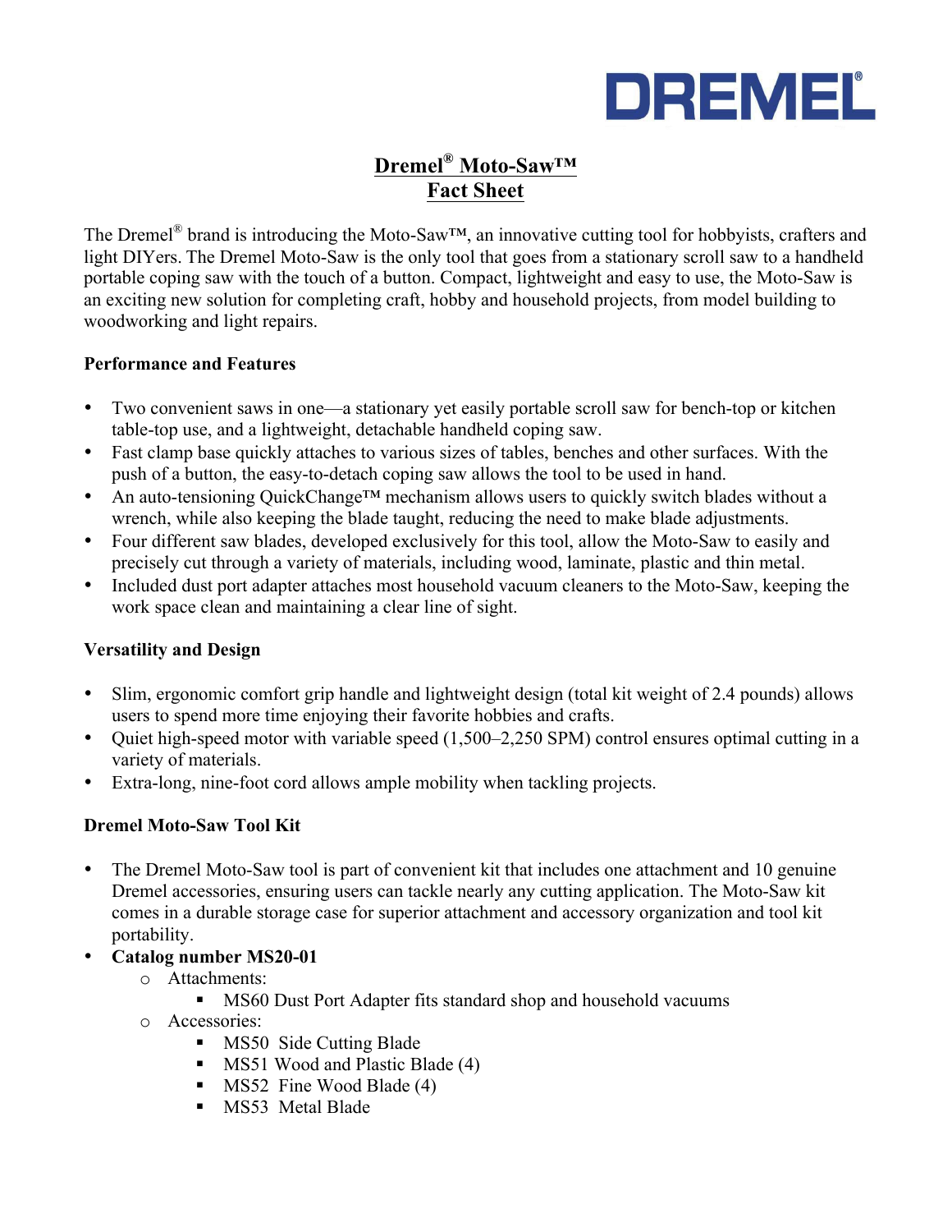DREMEL®

# Dremel® Moto-Saw™ Fact Sheet

The Dremel® brand is introducing the Moto-Saw™, an innovative cutting tool for hobbyists, crafters and light DIYers. The Dremel Moto-Saw is the only tool that goes from a stationary scroll saw to a handheld portable coping saw with the touch of a button. Compact, lightweight and easy to use, the Moto-Saw is an exciting new solution for completing craft, hobby and household projects, from model building to woodworking and light repairs.

## Performance and Features

- Two convenient saws in one—a stationary yet easily portable scroll saw for bench-top or kitchen table-top use, and a lightweight, detachable handheld coping saw.
- Fast clamp base quickly attaches to various sizes of tables, benches and other surfaces. With the push of a button, the easy-to-detach coping saw allows the tool to be used in hand.
- An auto-tensioning QuickChange™ mechanism allows users to quickly switch blades without a wrench, while also keeping the blade taught, reducing the need to make blade adjustments.
- Four different saw blades, developed exclusively for this tool, allow the Moto-Saw to easily and precisely cut through a variety of materials, including wood, laminate, plastic and thin metal.
- Included dust port adapter attaches most household vacuum cleaners to the Moto-Saw, keeping the work space clean and maintaining a clear line of sight.

## Versatility and Design

- Slim, ergonomic comfort grip handle and lightweight design (total kit weight of 2.4 pounds) allows users to spend more time enjoying their favorite hobbies and crafts.
- Quiet high-speed motor with variable speed (1,500–2,250 SPM) control ensures optimal cutting in a variety of materials.
- Extra-long, nine-foot cord allows ample mobility when tackling projects.

## Dremel Moto-Saw Tool Kit

- The Dremel Moto-Saw tool is part of convenient kit that includes one attachment and 10 genuine Dremel accessories, ensuring users can tackle nearly any cutting application. The Moto-Saw kit comes in a durable storage case for superior attachment and accessory organization and tool kit portability.
- **Catalog number MS20-01**
  - Attachments:
    - MS60 Dust Port Adapter fits standard shop and household vacuums
  - Accessories:
    - MS50 Side Cutting Blade
    - MS51 Wood and Plastic Blade (4)
    - MS52 Fine Wood Blade (4)
    - MS53 Metal Blade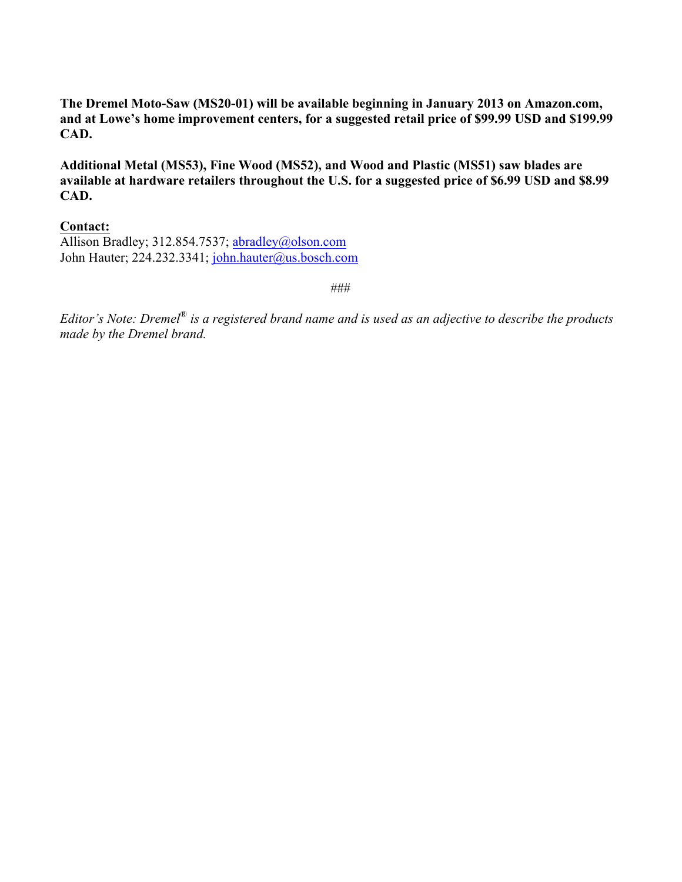**The Dremel Moto-Saw (MS20-01) will be available beginning in January 2013 on Amazon.com, and at Lowe's home improvement centers, for a suggested retail price of $99.99 USD and $199.99 CAD.**

**Additional Metal (MS53), Fine Wood (MS52), and Wood and Plastic (MS51) saw blades are available at hardware retailers throughout the U.S. for a suggested price of $6.99 USD and $8.99 CAD.**

**Contact:**
Allison Bradley; 312.854.7537; abradley@olson.com
John Hauter; 224.232.3341; john.hauter@us.bosch.com

###

*Editor's Note: Dremel® is a registered brand name and is used as an adjective to describe the products made by the Dremel brand.*